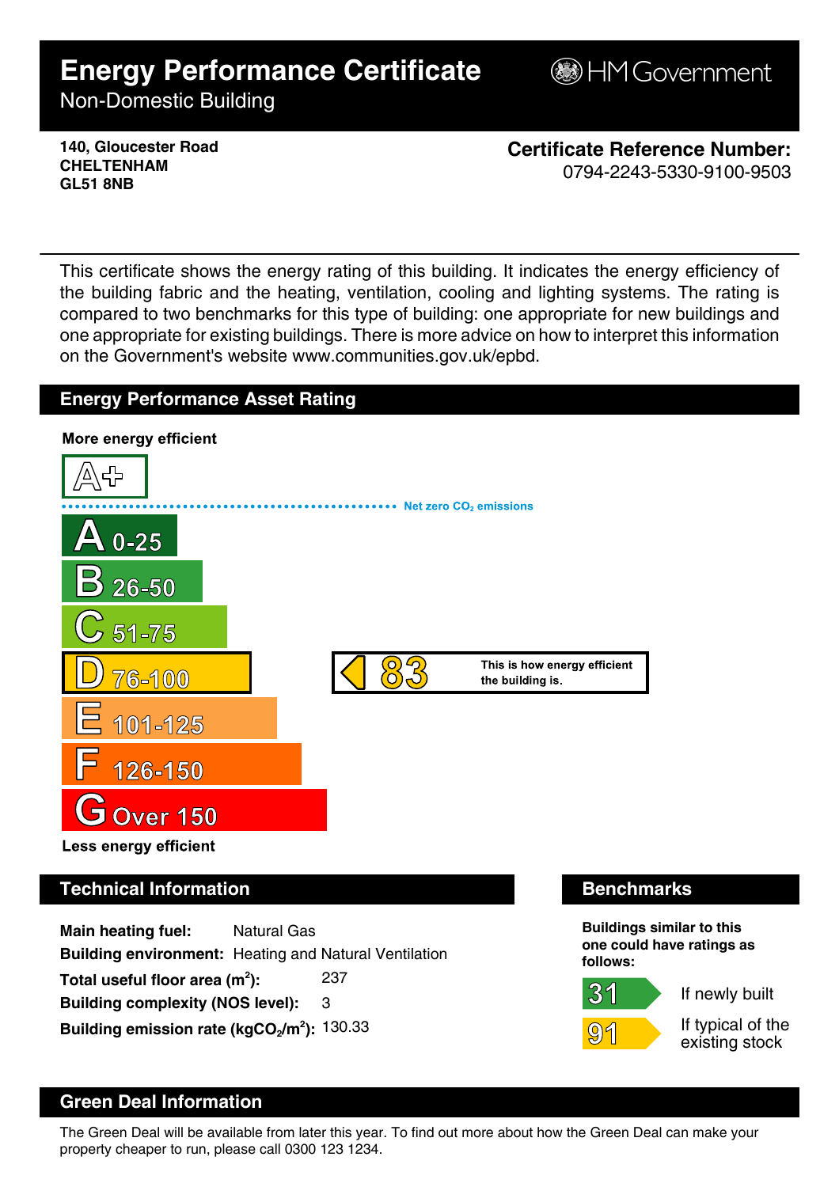# Energy Performance Certificate

Non-Domestic Building

HM Government

**140, Gloucester Road**
**CHELTENHAM**
**GL51 8NB**

**Certificate Reference Number:**
0794-2243-5330-9100-9503

This certificate shows the energy rating of this building. It indicates the energy efficiency of the building fabric and the heating, ventilation, cooling and lighting systems. The rating is compared to two benchmarks for this type of building: one appropriate for new buildings and one appropriate for existing buildings. There is more advice on how to interpret this information on the Government's website www.communities.gov.uk/epbd.

## Energy Performance Asset Rating

**More energy efficient**

A+

Net zero $CO_2$ emissions

- A 0-25
- B 26-50
- C 51-75
- D 76-100
- E 101-125
- F 126-150
- G Over 150

**Less energy efficient**

**83** — This is how energy efficient the building is.

## Technical Information

**Main heating fuel:** Natural Gas
**Building environment:** Heating and Natural Ventilation
**Total useful floor area ($m^2$):** 237
**Building complexity (NOS level):** 3
**Building emission rate ($kgCO_2/m^2$):** 130.33

## Benchmarks

**Buildings similar to this one could have ratings as follows:**

- 31 — If newly built
- 91 — If typical of the existing stock

## Green Deal Information

The Green Deal will be available from later this year. To find out more about how the Green Deal can make your property cheaper to run, please call 0300 123 1234.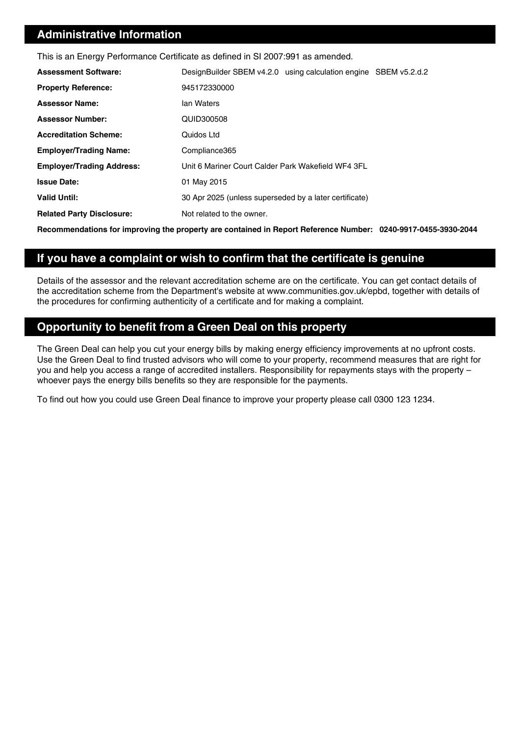## Administrative Information

This is an Energy Performance Certificate as defined in SI 2007:991 as amended.

| | |
|---|---|
| **Assessment Software:** | DesignBuilder SBEM v4.2.0 using calculation engine SBEM v5.2.d.2 |
| **Property Reference:** | 945172330000 |
| **Assessor Name:** | Ian Waters |
| **Assessor Number:** | QUID300508 |
| **Accreditation Scheme:** | Quidos Ltd |
| **Employer/Trading Name:** | Compliance365 |
| **Employer/Trading Address:** | Unit 6 Mariner Court Calder Park Wakefield WF4 3FL |
| **Issue Date:** | 01 May 2015 |
| **Valid Until:** | 30 Apr 2025 (unless superseded by a later certificate) |
| **Related Party Disclosure:** | Not related to the owner. |

**Recommendations for improving the property are contained in Report Reference Number: 0240-9917-0455-3930-2044**

## If you have a complaint or wish to confirm that the certificate is genuine

Details of the assessor and the relevant accreditation scheme are on the certificate. You can get contact details of the accreditation scheme from the Department's website at www.communities.gov.uk/epbd, together with details of the procedures for confirming authenticity of a certificate and for making a complaint.

## Opportunity to benefit from a Green Deal on this property

The Green Deal can help you cut your energy bills by making energy efficiency improvements at no upfront costs. Use the Green Deal to find trusted advisors who will come to your property, recommend measures that are right for you and help you access a range of accredited installers. Responsibility for repayments stays with the property – whoever pays the energy bills benefits so they are responsible for the payments.

To find out how you could use Green Deal finance to improve your property please call 0300 123 1234.